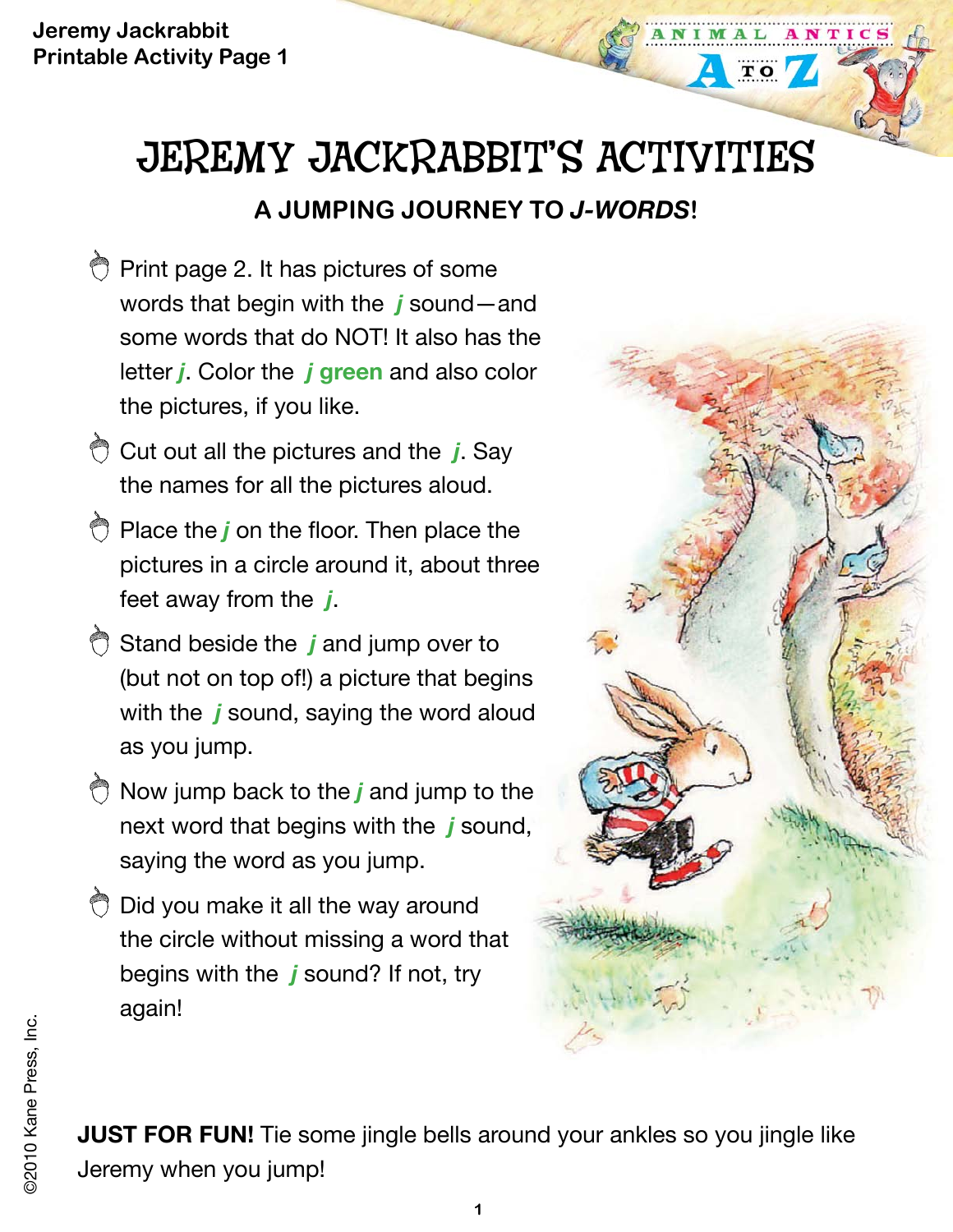# JEREMY JACKRABBIT'S ACTIVITIES

## A JUMPING JOURNEY TO *J-WORDS*!

- Print page 2. It has pictures of some words that begin with the *j* sound—and some words that do NOT! It also has the letter *j*. Color the *j* green and also color the pictures, if you like.
- Cut out all the pictures and the *j*. Say the names for all the pictures aloud.
- Place the *j* on the floor. Then place the pictures in a circle around it, about three feet away from the *j*.
- Stand beside the *j* and jump over to (but not on top of!) a picture that begins with the *j* sound, saying the word aloud as you jump.
- Now jump back to the *j* and jump to the next word that begins with the *j* sound, saying the word as you jump.
- Did you make it all the way around the circle without missing a word that begins with the *j* sound? If not, try again!

**JUST FOR FUN!** Tie some jingle bells around your ankles so you jingle like Jeremy when you jump!

©2010 Kane Press, Inc.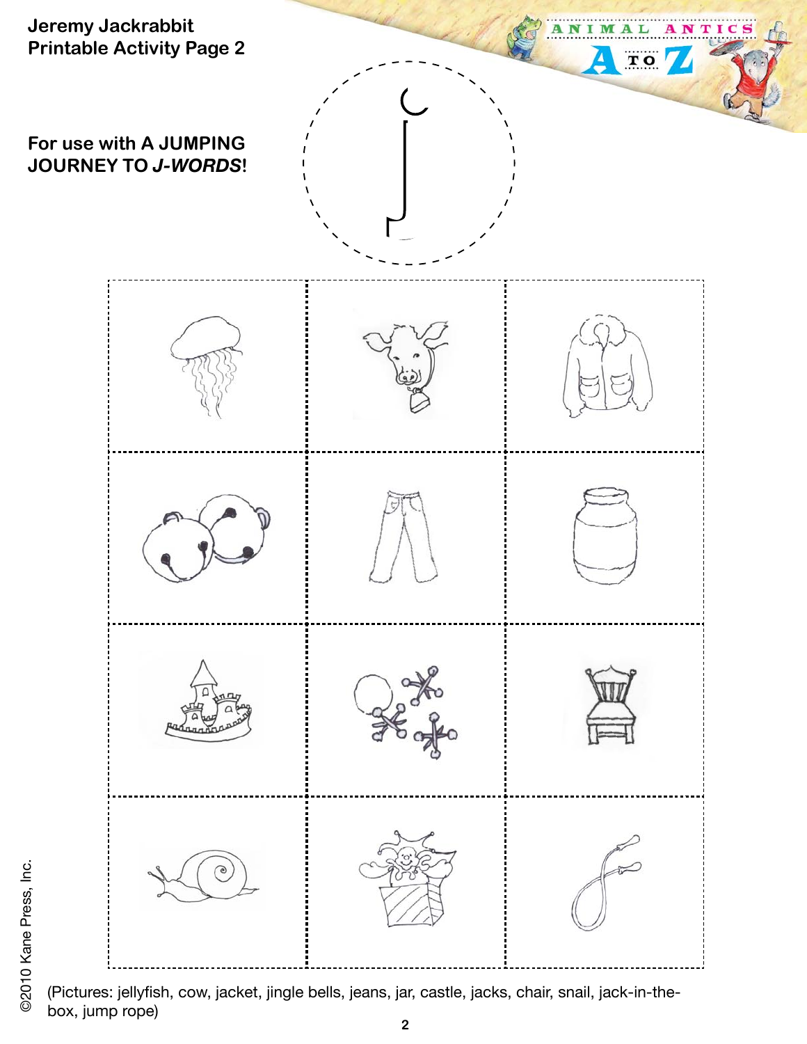# Jeremy Jackrabbit
## Printable Activity Page 2

For use with **A JUMPING JOURNEY TO *J-WORDS*!**

j

(Pictures: jellyfish, cow, jacket, jingle bells, jeans, jar, castle, jacks, chair, snail, jack-in-the-box, jump rope)

©2010 Kane Press, Inc.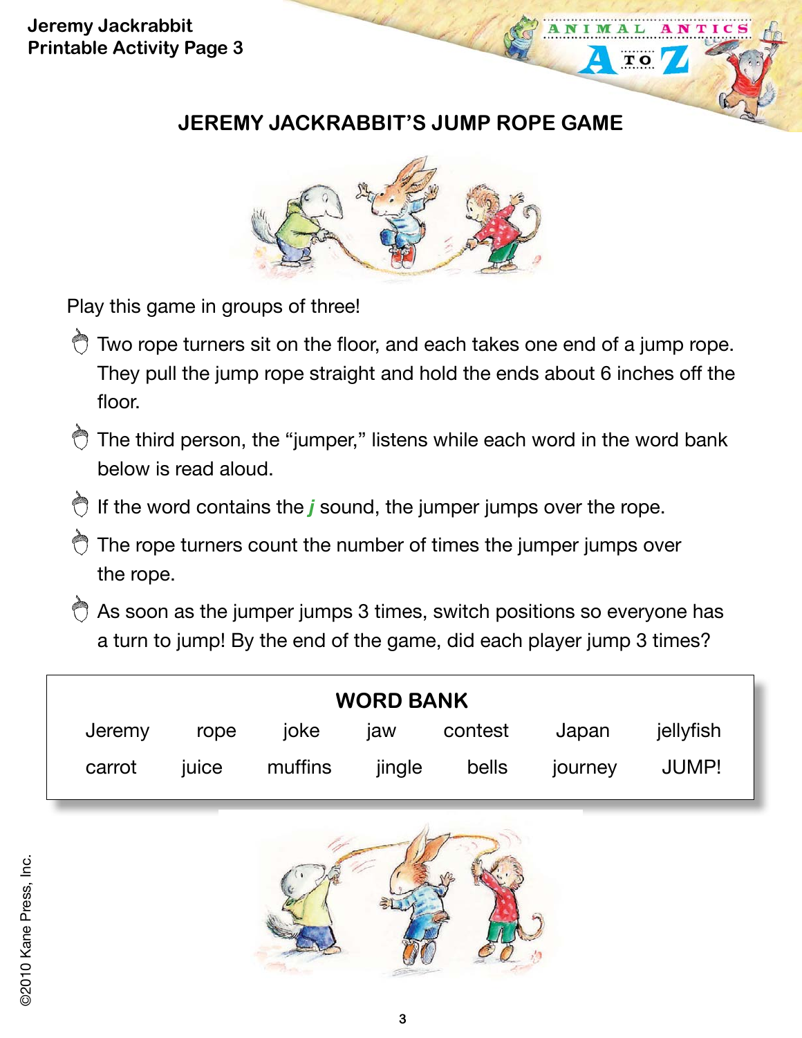# JEREMY JACKRABBIT'S JUMP ROPE GAME

Play this game in groups of three!

- Two rope turners sit on the floor, and each takes one end of a jump rope. They pull the jump rope straight and hold the ends about 6 inches off the floor.
- The third person, the "jumper," listens while each word in the word bank below is read aloud.
- If the word contains the ***j*** sound, the jumper jumps over the rope.
- The rope turners count the number of times the jumper jumps over the rope.
- As soon as the jumper jumps 3 times, switch positions so everyone has a turn to jump! By the end of the game, did each player jump 3 times?

**WORD BANK**

| | | | | | | |
|---|---|---|---|---|---|---|
| Jeremy | rope | joke | jaw | contest | Japan | jellyfish |
| carrot | juice | muffins | jingle | bells | journey | JUMP! |

©2010 Kane Press, Inc.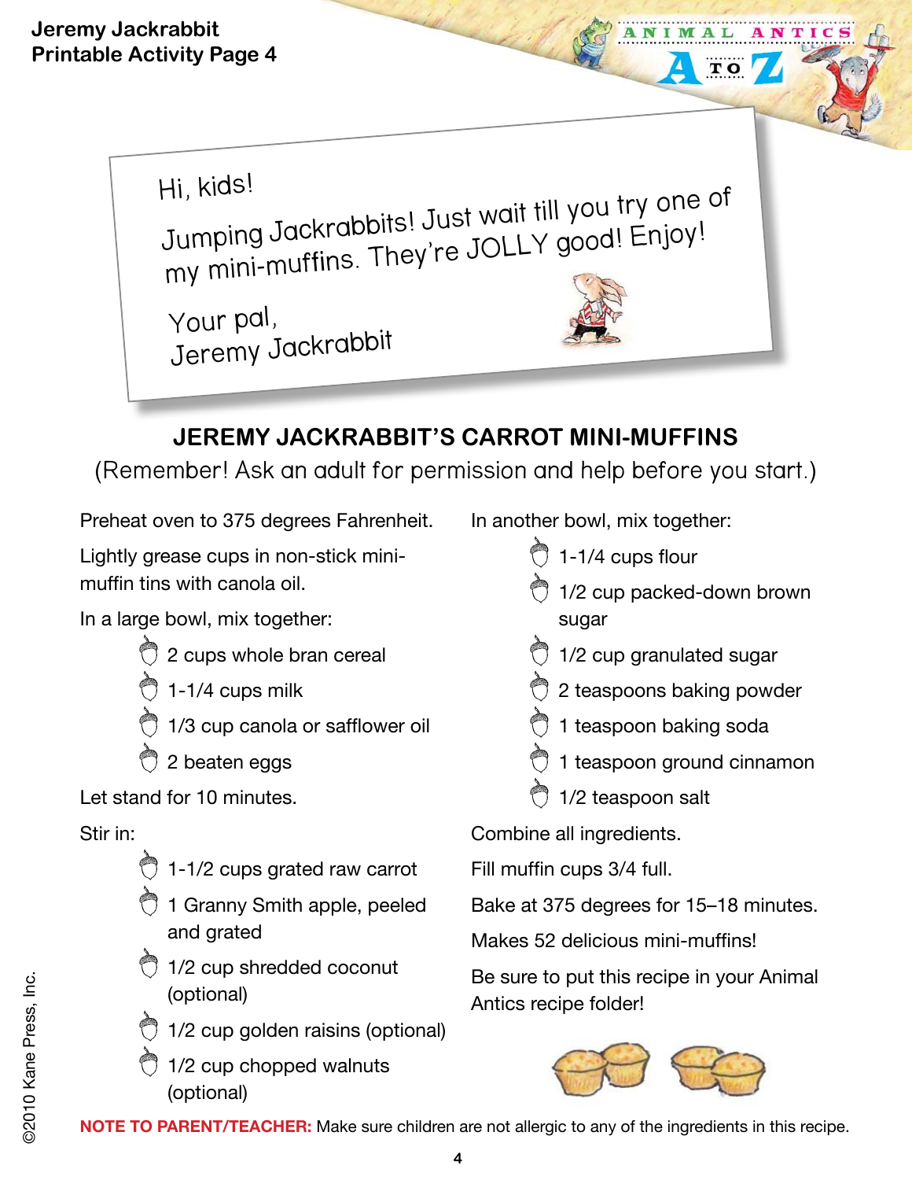Jeremy Jackrabbit
Printable Activity Page 4

Hi, kids!

Jumping Jackrabbits! Just wait till you try one of my mini-muffins. They're JOLLY good! Enjoy!

Your pal,
Jeremy Jackrabbit

## JEREMY JACKRABBIT'S CARROT MINI-MUFFINS

(Remember! Ask an adult for permission and help before you start.)

Preheat oven to 375 degrees Fahrenheit.

Lightly grease cups in non-stick mini-muffin tins with canola oil.

In a large bowl, mix together:

- 2 cups whole bran cereal
- 1-1/4 cups milk
- 1/3 cup canola or safflower oil
- 2 beaten eggs

Let stand for 10 minutes.

Stir in:

- 1-1/2 cups grated raw carrot
- 1 Granny Smith apple, peeled and grated
- 1/2 cup shredded coconut (optional)
- 1/2 cup golden raisins (optional)
- 1/2 cup chopped walnuts (optional)

In another bowl, mix together:

- 1-1/4 cups flour
- 1/2 cup packed-down brown sugar
- 1/2 cup granulated sugar
- 2 teaspoons baking powder
- 1 teaspoon baking soda
- 1 teaspoon ground cinnamon
- 1/2 teaspoon salt

Combine all ingredients.

Fill muffin cups 3/4 full.

Bake at 375 degrees for 15–18 minutes.

Makes 52 delicious mini-muffins!

Be sure to put this recipe in your Animal Antics recipe folder!

**NOTE TO PARENT/TEACHER:** Make sure children are not allergic to any of the ingredients in this recipe.

©2010 Kane Press, Inc.